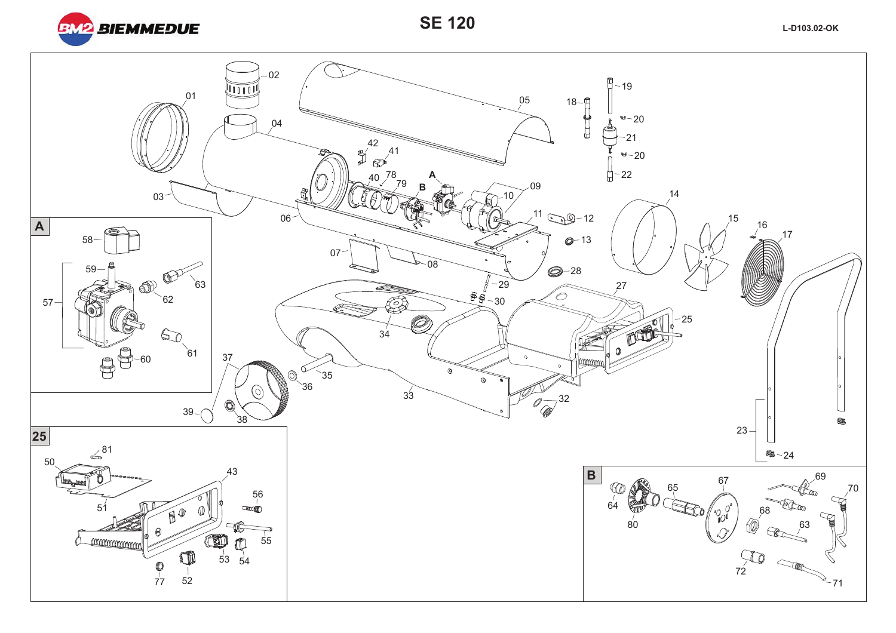# SE 120

L-D103.02-OK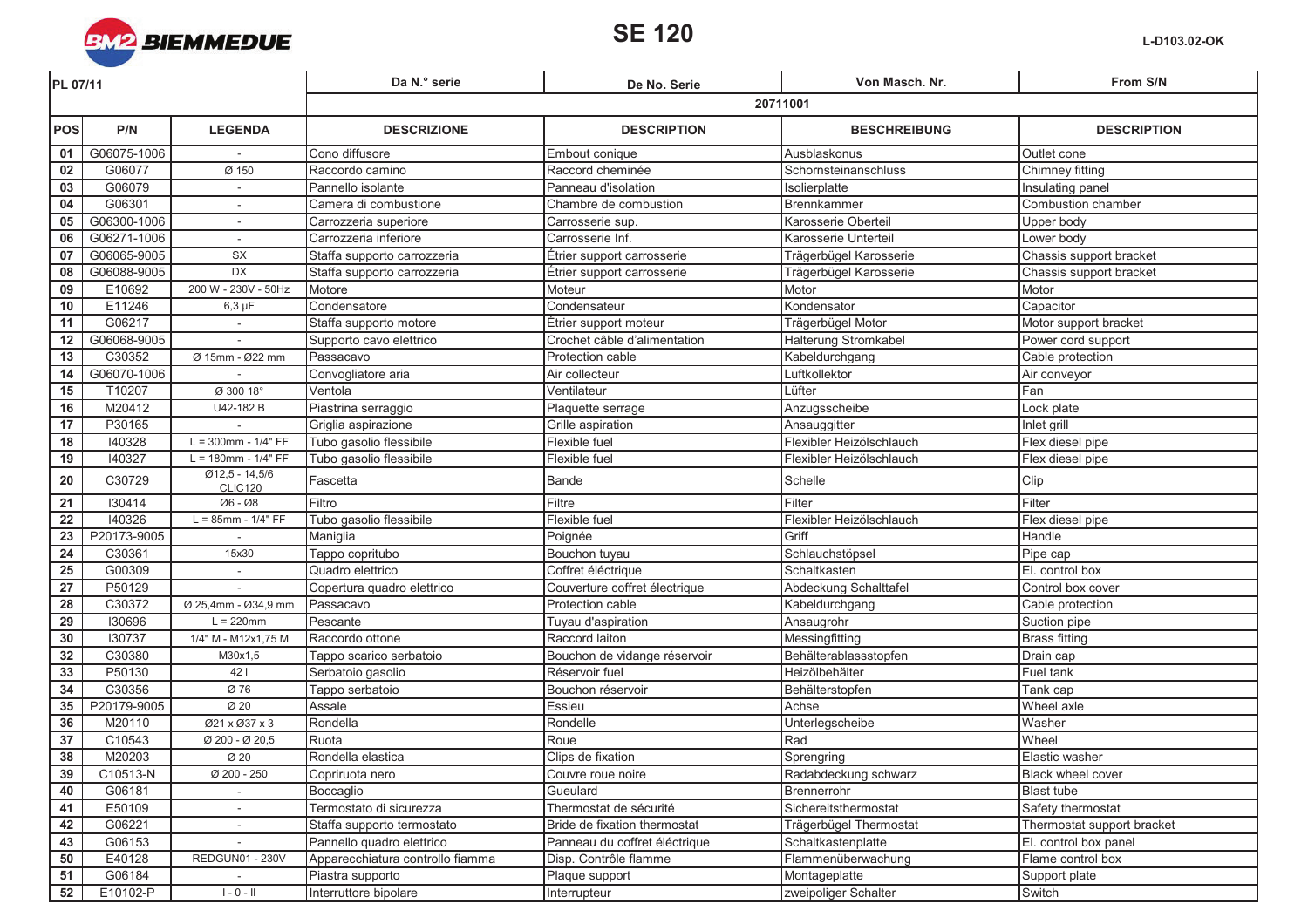BIEMMEDUE

# SE 120

L-D103.02-OK

| PL 07/11 | | | Da N.° serie | De No. Serie | Von Masch. Nr. | From S/N |
|---|---|---|---|---|---|---|
| | | | 20711001 | | | |
| **POS** | **P/N** | **LEGENDA** | **DESCRIZIONE** | **DESCRIPTION** | **BESCHREIBUNG** | **DESCRIPTION** |
| 01 | G06075-1006 | - | Cono diffusore | Embout conique | Ausblaskonus | Outlet cone |
| 02 | G06077 | Ø 150 | Raccordo camino | Raccord cheminée | Schornsteinanschluss | Chimney fitting |
| 03 | G06079 | - | Pannello isolante | Panneau d'isolation | Isolierplatte | Insulating panel |
| 04 | G06301 | - | Camera di combustione | Chambre de combustion | Brennkammer | Combustion chamber |
| 05 | G06300-1006 | - | Carrozzeria superiore | Carrosserie sup. | Karosserie Oberteil | Upper body |
| 06 | G06271-1006 | - | Carrozzeria inferiore | Carrosserie Inf. | Karosserie Unterteil | Lower body |
| 07 | G06065-9005 | SX | Staffa supporto carrozzeria | Étrier support carrosserie | Trägerbügel Karosserie | Chassis support bracket |
| 08 | G06088-9005 | DX | Staffa supporto carrozzeria | Étrier support carrosserie | Trägerbügel Karosserie | Chassis support bracket |
| 09 | E10692 | 200 W - 230V - 50Hz | Motore | Moteur | Motor | Motor |
| 10 | E11246 | 6,3 µF | Condensatore | Condensateur | Kondensator | Capacitor |
| 11 | G06217 | - | Staffa supporto motore | Étrier support moteur | Trägerbügel Motor | Motor support bracket |
| 12 | G06068-9005 | - | Supporto cavo elettrico | Crochet câble d'alimentation | Halterung Stromkabel | Power cord support |
| 13 | C30352 | Ø 15mm - Ø22 mm | Passacavo | Protection cable | Kabeldurchgang | Cable protection |
| 14 | G06070-1006 | - | Convogliatore aria | Air collecteur | Luftkollektor | Air conveyor |
| 15 | T10207 | Ø 300 18° | Ventola | Ventilateur | Lüfter | Fan |
| 16 | M20412 | U42-182 B | Piastrina serraggio | Plaquette serrage | Anzugsscheibe | Lock plate |
| 17 | P30165 | - | Griglia aspirazione | Grille aspiration | Ansauggitter | Inlet grill |
| 18 | I40328 | L = 300mm - 1/4" FF | Tubo gasolio flessibile | Flexible fuel | Flexibler Heizölschlauch | Flex diesel pipe |
| 19 | I40327 | L = 180mm - 1/4" FF | Tubo gasolio flessibile | Flexible fuel | Flexibler Heizölschlauch | Flex diesel pipe |
| 20 | C30729 | Ø12,5 - 14,5/6 CLIC120 | Fascetta | Bande | Schelle | Clip |
| 21 | I30414 | Ø6 - Ø8 | Filtro | Filtre | Filter | Filter |
| 22 | I40326 | L = 85mm - 1/4" FF | Tubo gasolio flessibile | Flexible fuel | Flexibler Heizölschlauch | Flex diesel pipe |
| 23 | P20173-9005 | - | Maniglia | Poignée | Griff | Handle |
| 24 | C30361 | 15x30 | Tappo copritubo | Bouchon tuyau | Schlauchstöpsel | Pipe cap |
| 25 | G00309 | - | Quadro elettrico | Coffret éléctrique | Schaltkasten | El. control box |
| 27 | P50129 | - | Copertura quadro elettrico | Couverture coffret électrique | Abdeckung Schalttafel | Control box cover |
| 28 | C30372 | Ø 25,4mm - Ø34,9 mm | Passacavo | Protection cable | Kabeldurchgang | Cable protection |
| 29 | I30696 | L = 220mm | Pescante | Tuyau d'aspiration | Ansaugrohr | Suction pipe |
| 30 | I30737 | 1/4" M - M12x1,75 M | Raccordo ottone | Raccord laiton | Messingfitting | Brass fitting |
| 32 | C30380 | M30x1,5 | Tappo scarico serbatoio | Bouchon de vidange réservoir | Behälterablassstopfen | Drain cap |
| 33 | P50130 | 42 l | Serbatoio gasolio | Réservoir fuel | Heizölbehälter | Fuel tank |
| 34 | C30356 | Ø 76 | Tappo serbatoio | Bouchon réservoir | Behälterstopfen | Tank cap |
| 35 | P20179-9005 | Ø 20 | Assale | Essieu | Achse | Wheel axle |
| 36 | M20110 | Ø21 x Ø37 x 3 | Rondella | Rondelle | Unterlegscheibe | Washer |
| 37 | C10543 | Ø 200 - Ø 20,5 | Ruota | Roue | Rad | Wheel |
| 38 | M20203 | Ø 20 | Rondella elastica | Clips de fixation | Sprengring | Elastic washer |
| 39 | C10513-N | Ø 200 - 250 | Copriruota nero | Couvre roue noire | Radabdeckung schwarz | Black wheel cover |
| 40 | G06181 | - | Boccaglio | Gueulard | Brennerrohr | Blast tube |
| 41 | E50109 | - | Termostato di sicurezza | Thermostat de sécurité | Sichereitsthermostat | Safety thermostat |
| 42 | G06221 | - | Staffa supporto termostato | Bride de fixation thermostat | Trägerbügel Thermostat | Thermostat support bracket |
| 43 | G06153 | - | Pannello quadro elettrico | Panneau du coffret éléctrique | Schaltkastenplatte | El. control box panel |
| 50 | E40128 | REDGUN01 - 230V | Apparecchiatura controllo fiamma | Disp. Contrôle flamme | Flammenüberwachung | Flame control box |
| 51 | G06184 | - | Piastra supporto | Plaque support | Montageplatte | Support plate |
| 52 | E10102-P | I - 0 - II | Interruttore bipolare | Interrupteur | zweipoliger Schalter | Switch |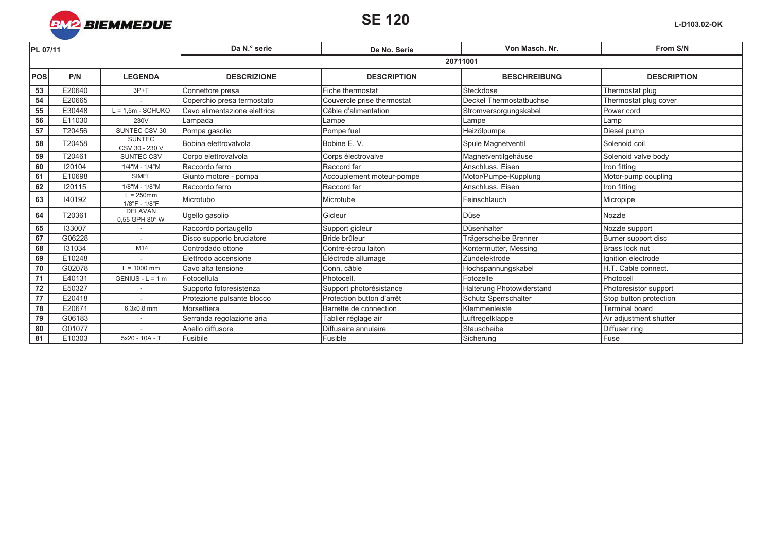# SE 120

L-D103.02-OK

| PL 07/11 | | | Da N.° serie | De No. Serie | Von Masch. Nr. | From S/N |
|---|---|---|---|---|---|---|
| | | | 20711001 | | | |
| **POS** | **P/N** | **LEGENDA** | **DESCRIZIONE** | **DESCRIPTION** | **BESCHREIBUNG** | **DESCRIPTION** |
| 53 | E20640 | 3P+T | Connettore presa | Fiche thermostat | Steckdose | Thermostat plug |
| 54 | E20665 | - | Coperchio presa termostato | Couvercle prise thermostat | Deckel Thermostatbuchse | Thermostat plug cover |
| 55 | E30448 | L = 1,5m - SCHUKO | Cavo alimentazione elettrica | Câble d'alimentation | Stromversorgungskabel | Power cord |
| 56 | E11030 | 230V | Lampada | Lampe | Lampe | Lamp |
| 57 | T20456 | SUNTEC CSV 30 | Pompa gasolio | Pompe fuel | Heizölpumpe | Diesel pump |
| 58 | T20458 | SUNTEC CSV 30 - 230 V | Bobina elettrovalvola | Bobine E. V. | Spule Magnetventil | Solenoid coil |
| 59 | T20461 | SUNTEC CSV | Corpo elettrovalvola | Corps électrovalve | Magnetventilgehäuse | Solenoid valve body |
| 60 | I20104 | 1/4"M - 1/4"M | Raccordo ferro | Raccord fer | Anschluss, Eisen | Iron fitting |
| 61 | E10698 | SIMEL | Giunto motore - pompa | Accouplement moteur-pompe | Motor/Pumpe-Kupplung | Motor-pump coupling |
| 62 | I20115 | 1/8"M - 1/8"M | Raccordo ferro | Raccord fer | Anschluss, Eisen | Iron fitting |
| 63 | I40192 | L = 250mm 1/8"F - 1/8"F | Microtubo | Microtube | Feinschlauch | Micropipe |
| 64 | T20361 | DELAVAN 0,55 GPH 80° W | Ugello gasolio | Gicleur | Düse | Nozzle |
| 65 | I33007 | - | Raccordo portaugello | Support gicleur | Düsenhalter | Nozzle support |
| 67 | G06228 | - | Disco supporto bruciatore | Bride brûleur | Trägerscheibe Brenner | Burner support disc |
| 68 | I31034 | M14 | Controdado ottone | Contre-écrou laiton | Kontermutter, Messing | Brass lock nut |
| 69 | E10248 | - | Elettrodo accensione | Éléctrode allumage | Zündelektrode | Ignition electrode |
| 70 | G02078 | L = 1000 mm | Cavo alta tensione | Conn. câble | Hochspannungskabel | H.T. Cable connect. |
| 71 | E40131 | GENIUS - L = 1 m | Fotocellula | Photocell. | Fotozelle | Photocell |
| 72 | E50327 | - | Supporto fotoresistenza | Support photorésistance | Halterung Photowiderstand | Photoresistor support |
| 77 | E20418 | - | Protezione pulsante blocco | Protection button d'arrêt | Schutz Sperrschalter | Stop button protection |
| 78 | E20671 | 6,3x0,8 mm | Morsettiera | Barrette de connection | Klemmenleiste | Terminal board |
| 79 | G06183 | - | Serranda regolazione aria | Tablier réglage air | Luftregelklappe | Air adjustment shutter |
| 80 | G01077 | - | Anello diffusore | Diffusaire annulaire | Stauscheibe | Diffuser ring |
| 81 | E10303 | 5x20 - 10A - T | Fusibile | Fusible | Sicherung | Fuse |